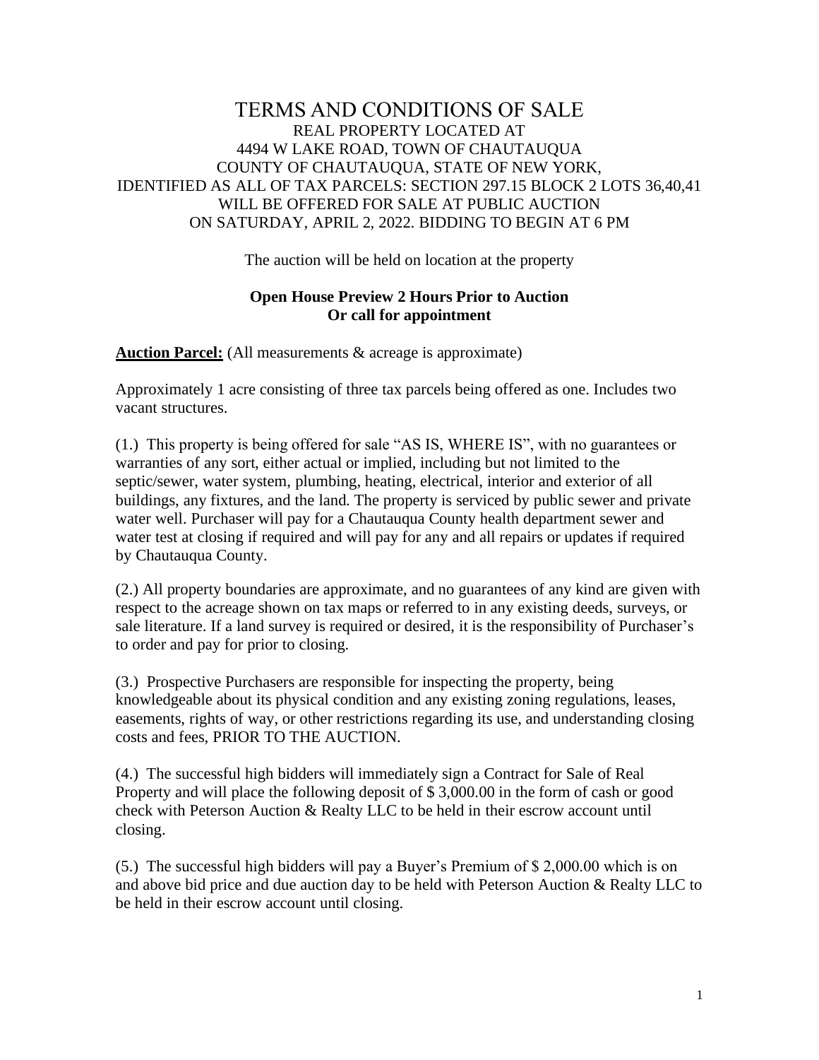# TERMS AND CONDITIONS OF SALE

REAL PROPERTY LOCATED AT
4494 W LAKE ROAD, TOWN OF CHAUTAUQUA
COUNTY OF CHAUTAUQUA, STATE OF NEW YORK,
IDENTIFIED AS ALL OF TAX PARCELS: SECTION 297.15 BLOCK 2 LOTS 36,40,41
WILL BE OFFERED FOR SALE AT PUBLIC AUCTION
ON SATURDAY, APRIL 2, 2022. BIDDING TO BEGIN AT 6 PM

The auction will be held on location at the property

**Open House Preview 2 Hours Prior to Auction**
**Or call for appointment**

**Auction Parcel:** (All measurements & acreage is approximate)

Approximately 1 acre consisting of three tax parcels being offered as one. Includes two vacant structures.

(1.) This property is being offered for sale "AS IS, WHERE IS", with no guarantees or warranties of any sort, either actual or implied, including but not limited to the septic/sewer, water system, plumbing, heating, electrical, interior and exterior of all buildings, any fixtures, and the land. The property is serviced by public sewer and private water well. Purchaser will pay for a Chautauqua County health department sewer and water test at closing if required and will pay for any and all repairs or updates if required by Chautauqua County.

(2.) All property boundaries are approximate, and no guarantees of any kind are given with respect to the acreage shown on tax maps or referred to in any existing deeds, surveys, or sale literature. If a land survey is required or desired, it is the responsibility of Purchaser's to order and pay for prior to closing.

(3.) Prospective Purchasers are responsible for inspecting the property, being knowledgeable about its physical condition and any existing zoning regulations, leases, easements, rights of way, or other restrictions regarding its use, and understanding closing costs and fees, PRIOR TO THE AUCTION.

(4.) The successful high bidders will immediately sign a Contract for Sale of Real Property and will place the following deposit of $ 3,000.00 in the form of cash or good check with Peterson Auction & Realty LLC to be held in their escrow account until closing.

(5.) The successful high bidders will pay a Buyer's Premium of $ 2,000.00 which is on and above bid price and due auction day to be held with Peterson Auction & Realty LLC to be held in their escrow account until closing.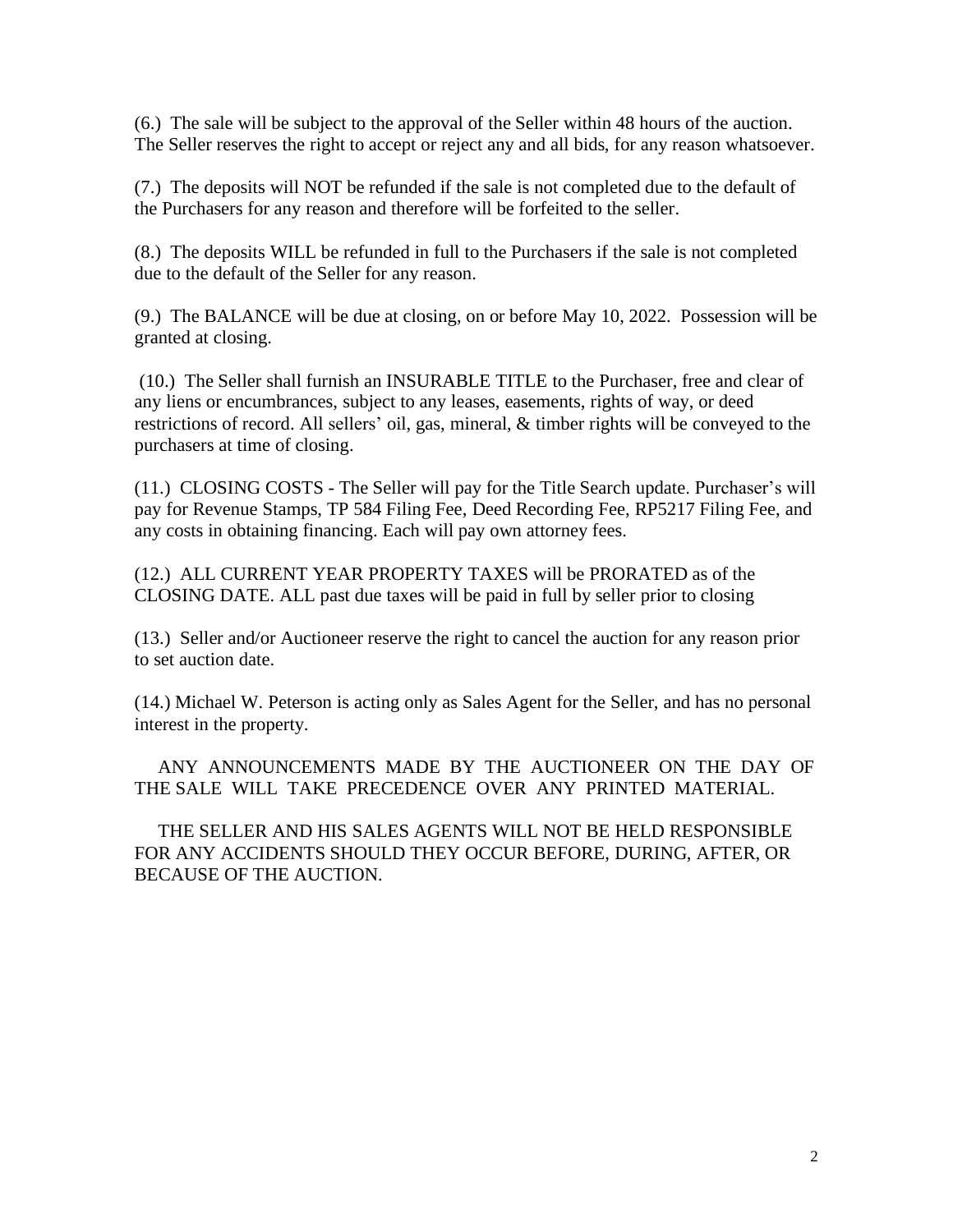(6.) The sale will be subject to the approval of the Seller within 48 hours of the auction. The Seller reserves the right to accept or reject any and all bids, for any reason whatsoever.

(7.) The deposits will NOT be refunded if the sale is not completed due to the default of the Purchasers for any reason and therefore will be forfeited to the seller.

(8.) The deposits WILL be refunded in full to the Purchasers if the sale is not completed due to the default of the Seller for any reason.

(9.) The BALANCE will be due at closing, on or before May 10, 2022. Possession will be granted at closing.

(10.) The Seller shall furnish an INSURABLE TITLE to the Purchaser, free and clear of any liens or encumbrances, subject to any leases, easements, rights of way, or deed restrictions of record. All sellers' oil, gas, mineral, & timber rights will be conveyed to the purchasers at time of closing.

(11.) CLOSING COSTS - The Seller will pay for the Title Search update. Purchaser's will pay for Revenue Stamps, TP 584 Filing Fee, Deed Recording Fee, RP5217 Filing Fee, and any costs in obtaining financing. Each will pay own attorney fees.

(12.) ALL CURRENT YEAR PROPERTY TAXES will be PRORATED as of the CLOSING DATE. ALL past due taxes will be paid in full by seller prior to closing

(13.) Seller and/or Auctioneer reserve the right to cancel the auction for any reason prior to set auction date.

(14.) Michael W. Peterson is acting only as Sales Agent for the Seller, and has no personal interest in the property.

ANY ANNOUNCEMENTS MADE BY THE AUCTIONEER ON THE DAY OF THE SALE WILL TAKE PRECEDENCE OVER ANY PRINTED MATERIAL.

THE SELLER AND HIS SALES AGENTS WILL NOT BE HELD RESPONSIBLE FOR ANY ACCIDENTS SHOULD THEY OCCUR BEFORE, DURING, AFTER, OR BECAUSE OF THE AUCTION.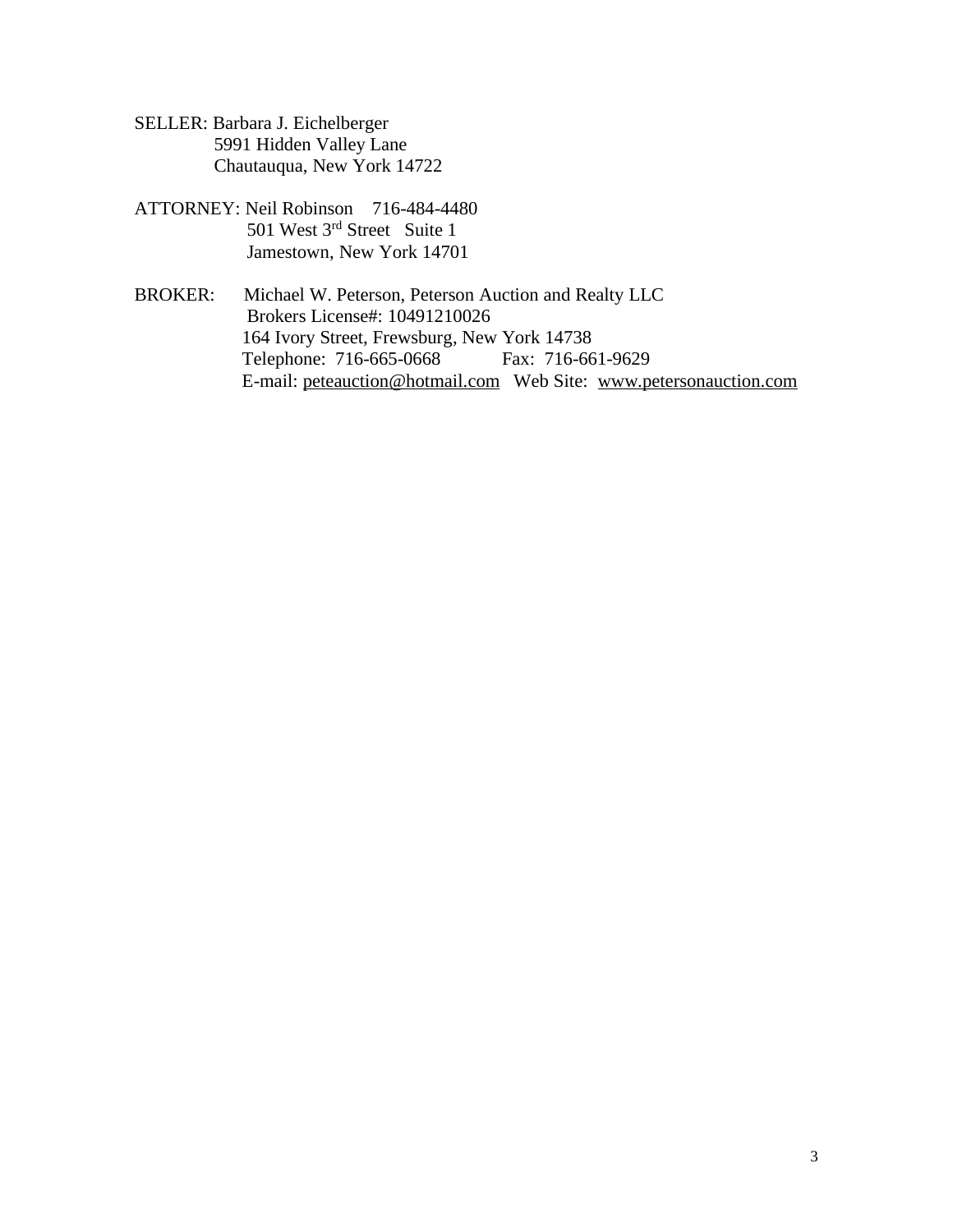SELLER: Barbara J. Eichelberger
5991 Hidden Valley Lane
Chautauqua, New York 14722

ATTORNEY: Neil Robinson 716-484-4480
501 West 3rd Street Suite 1
Jamestown, New York 14701

BROKER: Michael W. Peterson, Peterson Auction and Realty LLC
Brokers License#: 10491210026
164 Ivory Street, Frewsburg, New York 14738
Telephone: 716-665-0668 Fax: 716-661-9629
E-mail: peteauction@hotmail.com Web Site: www.petersonauction.com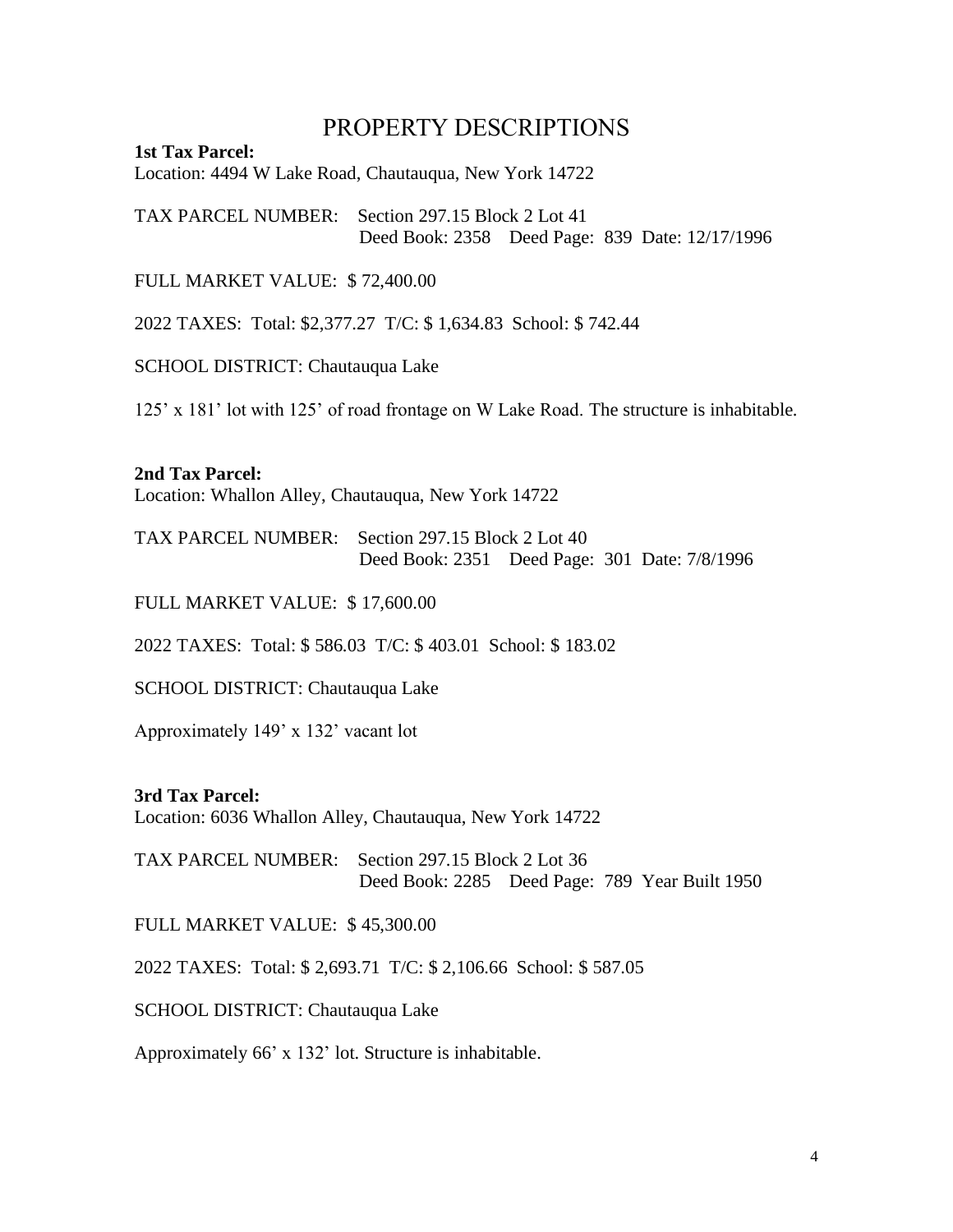# PROPERTY DESCRIPTIONS

**1st Tax Parcel:**
Location: 4494 W Lake Road, Chautauqua, New York 14722

TAX PARCEL NUMBER: Section 297.15 Block 2 Lot 41
Deed Book: 2358 Deed Page: 839 Date: 12/17/1996

FULL MARKET VALUE: $ 72,400.00

2022 TAXES: Total: $2,377.27 T/C: $ 1,634.83 School: $ 742.44

SCHOOL DISTRICT: Chautauqua Lake

125' x 181' lot with 125' of road frontage on W Lake Road. The structure is inhabitable.

**2nd Tax Parcel:**
Location: Whallon Alley, Chautauqua, New York 14722

TAX PARCEL NUMBER: Section 297.15 Block 2 Lot 40
Deed Book: 2351 Deed Page: 301 Date: 7/8/1996

FULL MARKET VALUE: $ 17,600.00

2022 TAXES: Total: $ 586.03 T/C: $ 403.01 School: $ 183.02

SCHOOL DISTRICT: Chautauqua Lake

Approximately 149' x 132' vacant lot

**3rd Tax Parcel:**
Location: 6036 Whallon Alley, Chautauqua, New York 14722

TAX PARCEL NUMBER: Section 297.15 Block 2 Lot 36
Deed Book: 2285 Deed Page: 789 Year Built 1950

FULL MARKET VALUE: $ 45,300.00

2022 TAXES: Total: $ 2,693.71 T/C: $ 2,106.66 School: $ 587.05

SCHOOL DISTRICT: Chautauqua Lake

Approximately 66' x 132' lot. Structure is inhabitable.